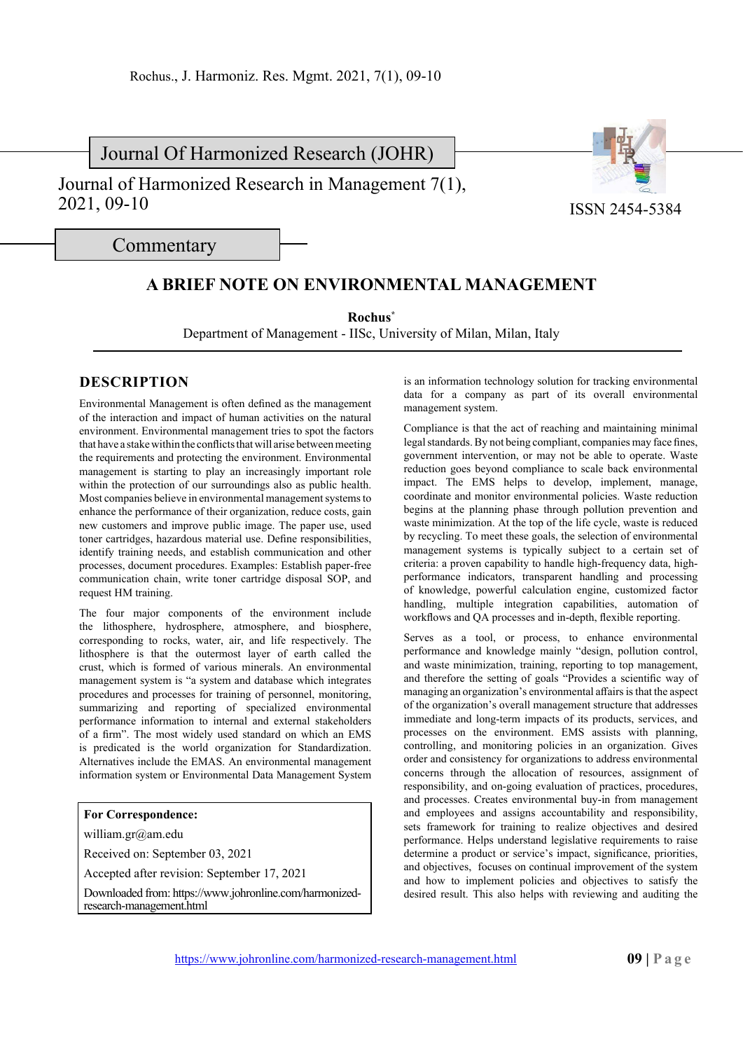Journal Of Harmonized Research (JOHR)

Journal of Harmonized Research in Management 7(1), 2021, 09-10

ISSN 2454-5384

Commentary

# A BRIEF NOTE ON ENVIRONMENTAL MANAGEMENT

**Rochus***

Department of Management - IISc, University of Milan, Milan, Italy

## DESCRIPTION

Environmental Management is often defined as the management of the interaction and impact of human activities on the natural environment. Environmental management tries to spot the factors that have a stake within the conflicts that will arise between meeting the requirements and protecting the environment. Environmental management is starting to play an increasingly important role within the protection of our surroundings also as public health. Most companies believe in environmental management systems to enhance the performance of their organization, reduce costs, gain new customers and improve public image. The paper use, used toner cartridges, hazardous material use. Define responsibilities, identify training needs, and establish communication and other processes, document procedures. Examples: Establish paper-free communication chain, write toner cartridge disposal SOP, and request HM training.

The four major components of the environment include the lithosphere, hydrosphere, atmosphere, and biosphere, corresponding to rocks, water, air, and life respectively. The lithosphere is that the outermost layer of earth called the crust, which is formed of various minerals. An environmental management system is "a system and database which integrates procedures and processes for training of personnel, monitoring, summarizing and reporting of specialized environmental performance information to internal and external stakeholders of a firm". The most widely used standard on which an EMS is predicated is the world organization for Standardization. Alternatives include the EMAS. An environmental management information system or Environmental Data Management System is an information technology solution for tracking environmental data for a company as part of its overall environmental management system.

Compliance is that the act of reaching and maintaining minimal legal standards. By not being compliant, companies may face fines, government intervention, or may not be able to operate. Waste reduction goes beyond compliance to scale back environmental impact. The EMS helps to develop, implement, manage, coordinate and monitor environmental policies. Waste reduction begins at the planning phase through pollution prevention and waste minimization. At the top of the life cycle, waste is reduced by recycling. To meet these goals, the selection of environmental management systems is typically subject to a certain set of criteria: a proven capability to handle high-frequency data, high-performance indicators, transparent handling and processing of knowledge, powerful calculation engine, customized factor handling, multiple integration capabilities, automation of workflows and QA processes and in-depth, flexible reporting.

Serves as a tool, or process, to enhance environmental performance and knowledge mainly "design, pollution control, and waste minimization, training, reporting to top management, and therefore the setting of goals "Provides a scientific way of managing an organization's environmental affairs is that the aspect of the organization's overall management structure that addresses immediate and long-term impacts of its products, services, and processes on the environment. EMS assists with planning, controlling, and monitoring policies in an organization. Gives order and consistency for organizations to address environmental concerns through the allocation of resources, assignment of responsibility, and on-going evaluation of practices, procedures, and processes. Creates environmental buy-in from management and employees and assigns accountability and responsibility, sets framework for training to realize objectives and desired performance. Helps understand legislative requirements to raise determine a product or service's impact, significance, priorities, and objectives, focuses on continual improvement of the system and how to implement policies and objectives to satisfy the desired result. This also helps with reviewing and auditing the

**For Correspondence:**

william.gr@am.edu

Received on: September 03, 2021

Accepted after revision: September 17, 2021

Downloaded from: https://www.johronline.com/harmonized-research-management.html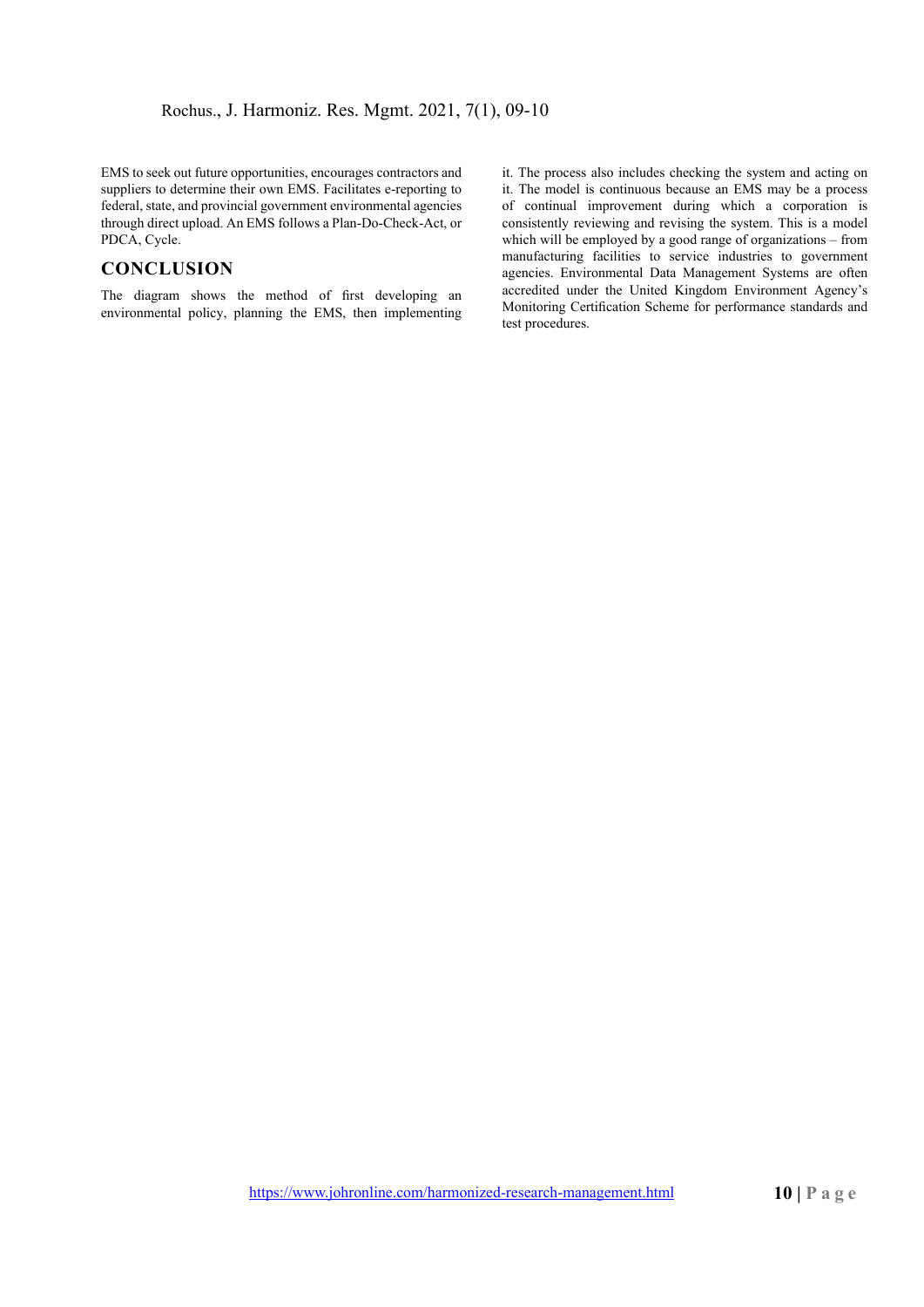EMS to seek out future opportunities, encourages contractors and suppliers to determine their own EMS. Facilitates e-reporting to federal, state, and provincial government environmental agencies through direct upload. An EMS follows a Plan-Do-Check-Act, or PDCA, Cycle.

## CONCLUSION

The diagram shows the method of first developing an environmental policy, planning the EMS, then implementing it. The process also includes checking the system and acting on it. The model is continuous because an EMS may be a process of continual improvement during which a corporation is consistently reviewing and revising the system. This is a model which will be employed by a good range of organizations – from manufacturing facilities to service industries to government agencies. Environmental Data Management Systems are often accredited under the United Kingdom Environment Agency's Monitoring Certification Scheme for performance standards and test procedures.